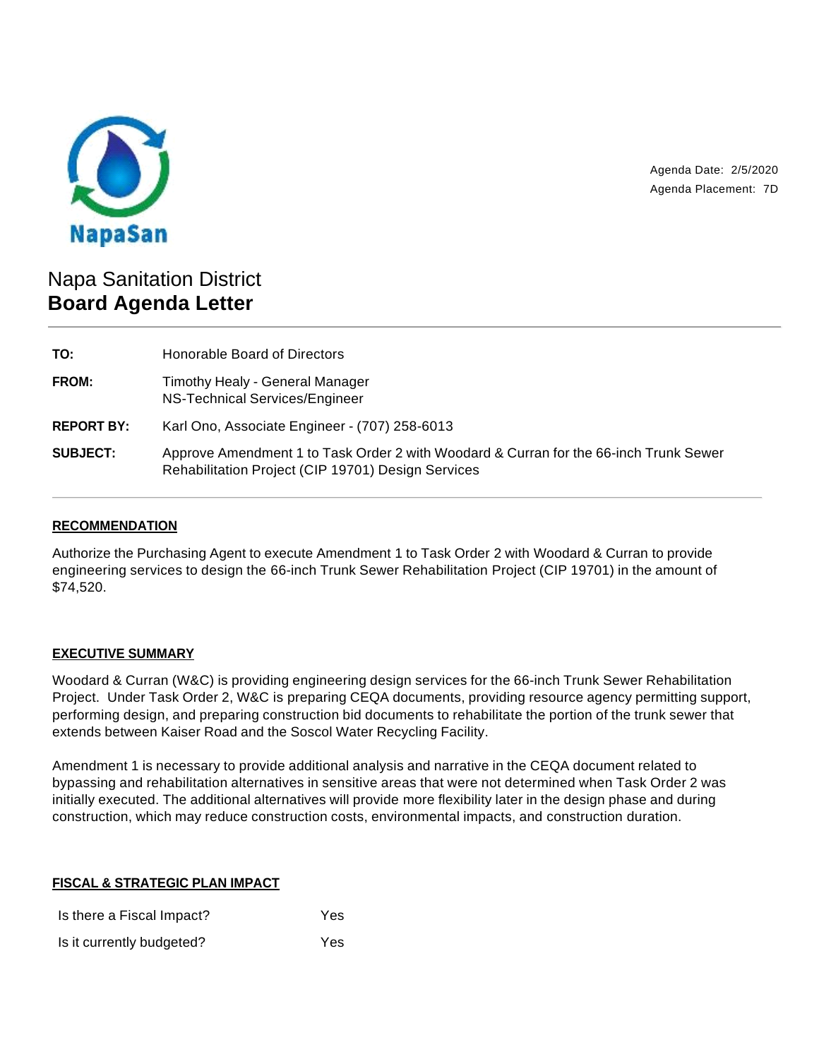NapaSan

Agenda Date: 2/5/2020
Agenda Placement: 7D

# Napa Sanitation District
# **Board Agenda Letter**

| | |
|---|---|
| **TO:** | Honorable Board of Directors |
| **FROM:** | Timothy Healy - General Manager<br>NS-Technical Services/Engineer |
| **REPORT BY:** | Karl Ono, Associate Engineer - (707) 258-6013 |
| **SUBJECT:** | Approve Amendment 1 to Task Order 2 with Woodard & Curran for the 66-inch Trunk Sewer Rehabilitation Project (CIP 19701) Design Services |

## RECOMMENDATION

Authorize the Purchasing Agent to execute Amendment 1 to Task Order 2 with Woodard & Curran to provide engineering services to design the 66-inch Trunk Sewer Rehabilitation Project (CIP 19701) in the amount of $74,520.

## EXECUTIVE SUMMARY

Woodard & Curran (W&C) is providing engineering design services for the 66-inch Trunk Sewer Rehabilitation Project. Under Task Order 2, W&C is preparing CEQA documents, providing resource agency permitting support, performing design, and preparing construction bid documents to rehabilitate the portion of the trunk sewer that extends between Kaiser Road and the Soscol Water Recycling Facility.

Amendment 1 is necessary to provide additional analysis and narrative in the CEQA document related to bypassing and rehabilitation alternatives in sensitive areas that were not determined when Task Order 2 was initially executed. The additional alternatives will provide more flexibility later in the design phase and during construction, which may reduce construction costs, environmental impacts, and construction duration.

## FISCAL & STRATEGIC PLAN IMPACT

| | |
|---|---|
| Is there a Fiscal Impact? | Yes |
| Is it currently budgeted? | Yes |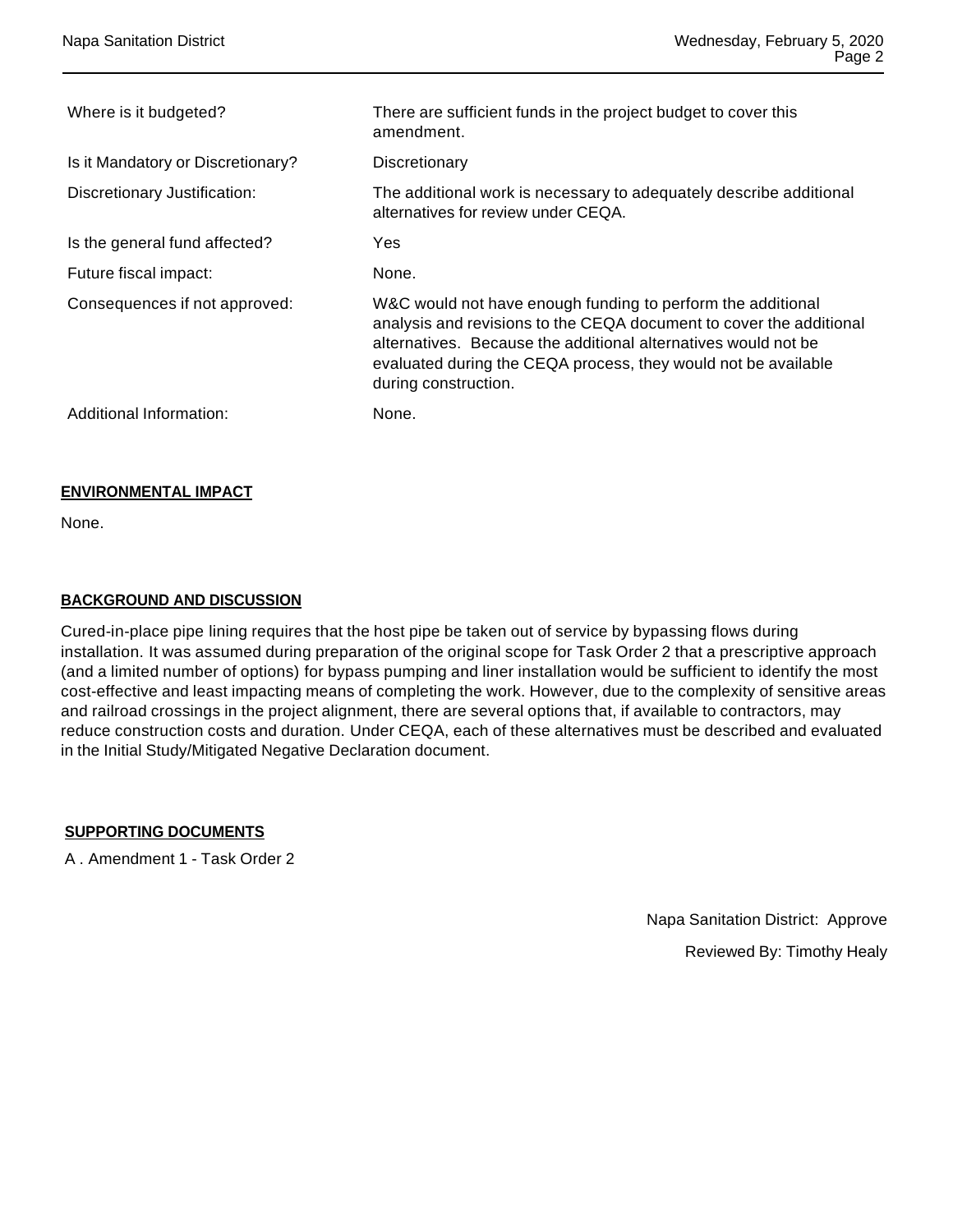| | |
|---|---|
| Where is it budgeted? | There are sufficient funds in the project budget to cover this amendment. |
| Is it Mandatory or Discretionary? | Discretionary |
| Discretionary Justification: | The additional work is necessary to adequately describe additional alternatives for review under CEQA. |
| Is the general fund affected? | Yes |
| Future fiscal impact: | None. |
| Consequences if not approved: | W&C would not have enough funding to perform the additional analysis and revisions to the CEQA document to cover the additional alternatives. Because the additional alternatives would not be evaluated during the CEQA process, they would not be available during construction. |
| Additional Information: | None. |

**ENVIRONMENTAL IMPACT**

None.

**BACKGROUND AND DISCUSSION**

Cured-in-place pipe lining requires that the host pipe be taken out of service by bypassing flows during installation. It was assumed during preparation of the original scope for Task Order 2 that a prescriptive approach (and a limited number of options) for bypass pumping and liner installation would be sufficient to identify the most cost-effective and least impacting means of completing the work. However, due to the complexity of sensitive areas and railroad crossings in the project alignment, there are several options that, if available to contractors, may reduce construction costs and duration. Under CEQA, each of these alternatives must be described and evaluated in the Initial Study/Mitigated Negative Declaration document.

**SUPPORTING DOCUMENTS**

A . Amendment 1 - Task Order 2

Napa Sanitation District: Approve

Reviewed By: Timothy Healy